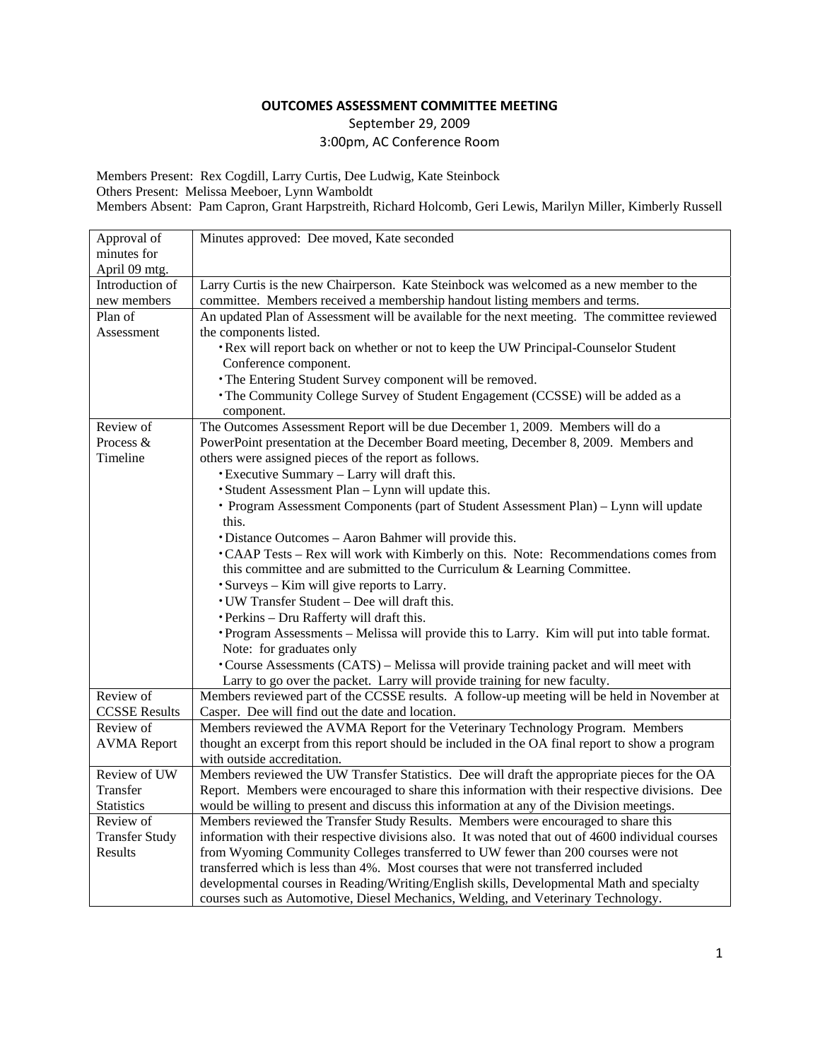# OUTCOMES ASSESSMENT COMMITTEE MEETING

September 29, 2009

3:00pm, AC Conference Room

Members Present: Rex Cogdill, Larry Curtis, Dee Ludwig, Kate Steinbock
Others Present: Melissa Meeboer, Lynn Wamboldt
Members Absent: Pam Capron, Grant Harpstreith, Richard Holcomb, Geri Lewis, Marilyn Miller, Kimberly Russell

| | |
|---|---|
| Approval of minutes for April 09 mtg. | Minutes approved: Dee moved, Kate seconded |
| Introduction of new members | Larry Curtis is the new Chairperson. Kate Steinbock was welcomed as a new member to the committee. Members received a membership handout listing members and terms. |
| Plan of Assessment | An updated Plan of Assessment will be available for the next meeting. The committee reviewed the components listed.<br>• Rex will report back on whether or not to keep the UW Principal-Counselor Student Conference component.<br>• The Entering Student Survey component will be removed.<br>• The Community College Survey of Student Engagement (CCSSE) will be added as a component. |
| Review of Process & Timeline | The Outcomes Assessment Report will be due December 1, 2009. Members will do a PowerPoint presentation at the December Board meeting, December 8, 2009. Members and others were assigned pieces of the report as follows.<br>• Executive Summary – Larry will draft this.<br>• Student Assessment Plan – Lynn will update this.<br>• Program Assessment Components (part of Student Assessment Plan) – Lynn will update this.<br>• Distance Outcomes – Aaron Bahmer will provide this.<br>• CAAP Tests – Rex will work with Kimberly on this. Note: Recommendations comes from this committee and are submitted to the Curriculum & Learning Committee.<br>• Surveys – Kim will give reports to Larry.<br>• UW Transfer Student – Dee will draft this.<br>• Perkins – Dru Rafferty will draft this.<br>• Program Assessments – Melissa will provide this to Larry. Kim will put into table format. Note: for graduates only<br>• Course Assessments (CATS) – Melissa will provide training packet and will meet with Larry to go over the packet. Larry will provide training for new faculty. |
| Review of CCSSE Results | Members reviewed part of the CCSSE results. A follow-up meeting will be held in November at Casper. Dee will find out the date and location. |
| Review of AVMA Report | Members reviewed the AVMA Report for the Veterinary Technology Program. Members thought an excerpt from this report should be included in the OA final report to show a program with outside accreditation. |
| Review of UW Transfer Statistics | Members reviewed the UW Transfer Statistics. Dee will draft the appropriate pieces for the OA Report. Members were encouraged to share this information with their respective divisions. Dee would be willing to present and discuss this information at any of the Division meetings. |
| Review of Transfer Study Results | Members reviewed the Transfer Study Results. Members were encouraged to share this information with their respective divisions also. It was noted that out of 4600 individual courses from Wyoming Community Colleges transferred to UW fewer than 200 courses were not transferred which is less than 4%. Most courses that were not transferred included developmental courses in Reading/Writing/English skills, Developmental Math and specialty courses such as Automotive, Diesel Mechanics, Welding, and Veterinary Technology. |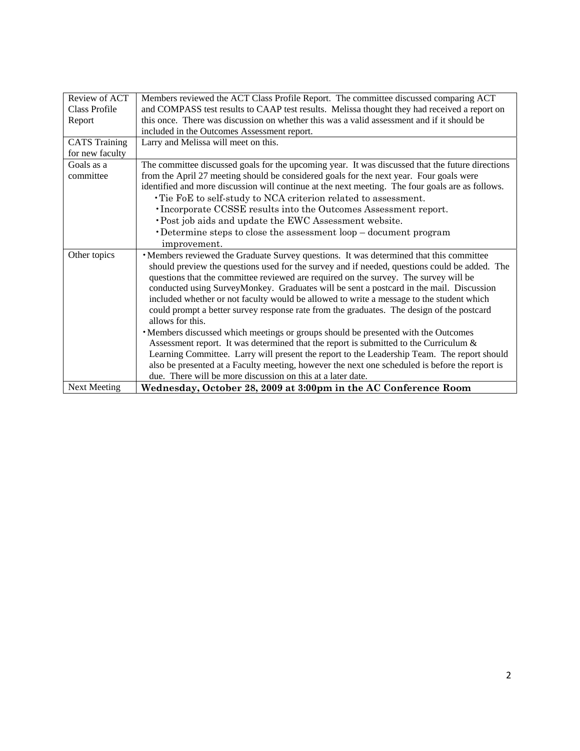| Review of ACT Class Profile Report | Members reviewed the ACT Class Profile Report. The committee discussed comparing ACT and COMPASS test results to CAAP test results. Melissa thought they had received a report on this once. There was discussion on whether this was a valid assessment and if it should be included in the Outcomes Assessment report. |
|---|---|
| CATS Training for new faculty | Larry and Melissa will meet on this. |
| Goals as a committee | The committee discussed goals for the upcoming year. It was discussed that the future directions from the April 27 meeting should be considered goals for the next year. Four goals were identified and more discussion will continue at the next meeting. The four goals are as follows.<br>• Tie FoE to self-study to NCA criterion related to assessment.<br>• Incorporate CCSSE results into the Outcomes Assessment report.<br>• Post job aids and update the EWC Assessment website.<br>• Determine steps to close the assessment loop – document program improvement. |
| Other topics | • Members reviewed the Graduate Survey questions. It was determined that this committee should preview the questions used for the survey and if needed, questions could be added. The questions that the committee reviewed are required on the survey. The survey will be conducted using SurveyMonkey. Graduates will be sent a postcard in the mail. Discussion included whether or not faculty would be allowed to write a message to the student which could prompt a better survey response rate from the graduates. The design of the postcard allows for this.<br>• Members discussed which meetings or groups should be presented with the Outcomes Assessment report. It was determined that the report is submitted to the Curriculum & Learning Committee. Larry will present the report to the Leadership Team. The report should also be presented at a Faculty meeting, however the next one scheduled is before the report is due. There will be more discussion on this at a later date. |
| Next Meeting | **Wednesday, October 28, 2009 at 3:00pm in the AC Conference Room** |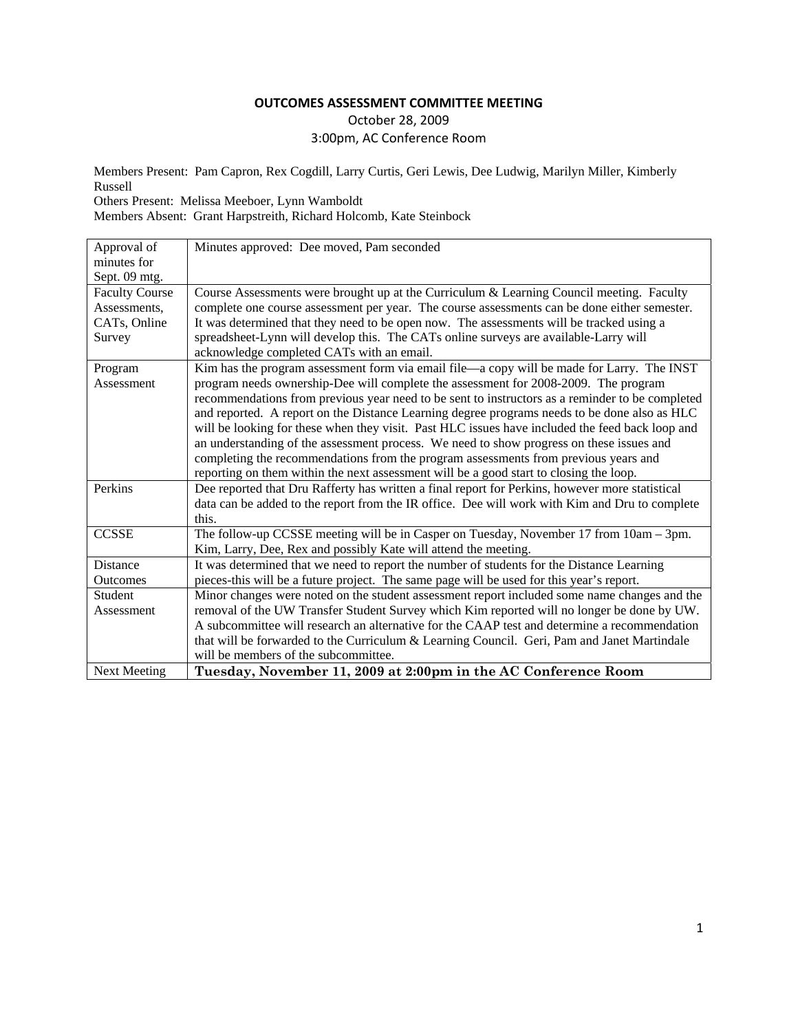**OUTCOMES ASSESSMENT COMMITTEE MEETING**

October 28, 2009

3:00pm, AC Conference Room

Members Present: Pam Capron, Rex Cogdill, Larry Curtis, Geri Lewis, Dee Ludwig, Marilyn Miller, Kimberly Russell

Others Present: Melissa Meeboer, Lynn Wamboldt

Members Absent: Grant Harpstreith, Richard Holcomb, Kate Steinbock

| | |
|---|---|
| Approval of minutes for Sept. 09 mtg. | Minutes approved: Dee moved, Pam seconded |
| Faculty Course Assessments, CATs, Online Survey | Course Assessments were brought up at the Curriculum & Learning Council meeting. Faculty complete one course assessment per year. The course assessments can be done either semester. It was determined that they need to be open now. The assessments will be tracked using a spreadsheet-Lynn will develop this. The CATs online surveys are available-Larry will acknowledge completed CATs with an email. |
| Program Assessment | Kim has the program assessment form via email file—a copy will be made for Larry. The INST program needs ownership-Dee will complete the assessment for 2008-2009. The program recommendations from previous year need to be sent to instructors as a reminder to be completed and reported. A report on the Distance Learning degree programs needs to be done also as HLC will be looking for these when they visit. Past HLC issues have included the feed back loop and an understanding of the assessment process. We need to show progress on these issues and completing the recommendations from the program assessments from previous years and reporting on them within the next assessment will be a good start to closing the loop. |
| Perkins | Dee reported that Dru Rafferty has written a final report for Perkins, however more statistical data can be added to the report from the IR office. Dee will work with Kim and Dru to complete this. |
| CCSSE | The follow-up CCSSE meeting will be in Casper on Tuesday, November 17 from 10am – 3pm. Kim, Larry, Dee, Rex and possibly Kate will attend the meeting. |
| Distance Outcomes | It was determined that we need to report the number of students for the Distance Learning pieces-this will be a future project. The same page will be used for this year's report. |
| Student Assessment | Minor changes were noted on the student assessment report included some name changes and the removal of the UW Transfer Student Survey which Kim reported will no longer be done by UW. A subcommittee will research an alternative for the CAAP test and determine a recommendation that will be forwarded to the Curriculum & Learning Council. Geri, Pam and Janet Martindale will be members of the subcommittee. |
| Next Meeting | **Tuesday, November 11, 2009 at 2:00pm in the AC Conference Room** |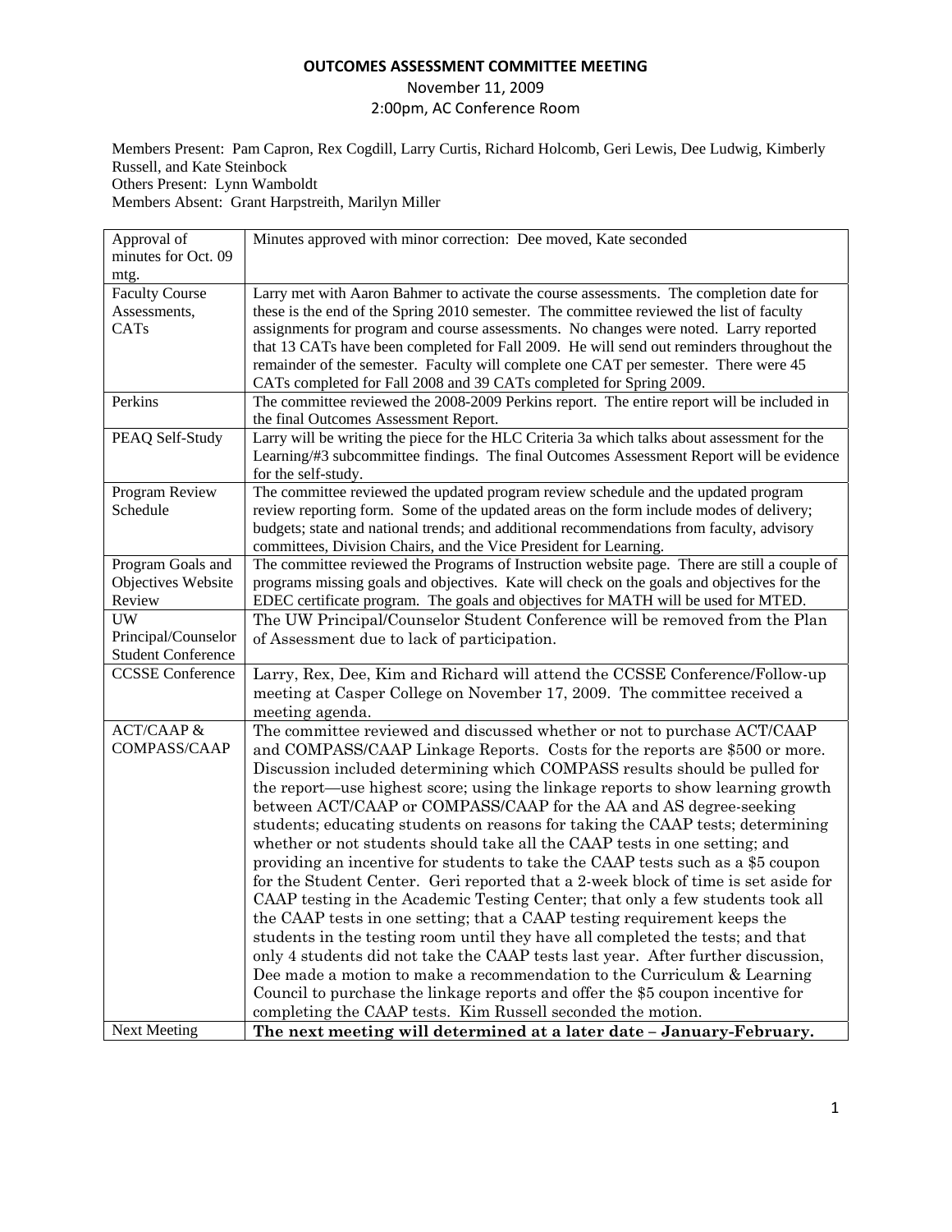# OUTCOMES ASSESSMENT COMMITTEE MEETING

November 11, 2009

2:00pm, AC Conference Room

Members Present: Pam Capron, Rex Cogdill, Larry Curtis, Richard Holcomb, Geri Lewis, Dee Ludwig, Kimberly Russell, and Kate Steinbock

Others Present: Lynn Wamboldt

Members Absent: Grant Harpstreith, Marilyn Miller

| | |
|---|---|
| Approval of minutes for Oct. 09 mtg. | Minutes approved with minor correction: Dee moved, Kate seconded |
| Faculty Course Assessments, CATs | Larry met with Aaron Bahmer to activate the course assessments. The completion date for these is the end of the Spring 2010 semester. The committee reviewed the list of faculty assignments for program and course assessments. No changes were noted. Larry reported that 13 CATs have been completed for Fall 2009. He will send out reminders throughout the remainder of the semester. Faculty will complete one CAT per semester. There were 45 CATs completed for Fall 2008 and 39 CATs completed for Spring 2009. |
| Perkins | The committee reviewed the 2008-2009 Perkins report. The entire report will be included in the final Outcomes Assessment Report. |
| PEAQ Self-Study | Larry will be writing the piece for the HLC Criteria 3a which talks about assessment for the Learning/#3 subcommittee findings. The final Outcomes Assessment Report will be evidence for the self-study. |
| Program Review Schedule | The committee reviewed the updated program review schedule and the updated program review reporting form. Some of the updated areas on the form include modes of delivery; budgets; state and national trends; and additional recommendations from faculty, advisory committees, Division Chairs, and the Vice President for Learning. |
| Program Goals and Objectives Website Review | The committee reviewed the Programs of Instruction website page. There are still a couple of programs missing goals and objectives. Kate will check on the goals and objectives for the EDEC certificate program. The goals and objectives for MATH will be used for MTED. |
| UW Principal/Counselor Student Conference | The UW Principal/Counselor Student Conference will be removed from the Plan of Assessment due to lack of participation. |
| CCSSE Conference | Larry, Rex, Dee, Kim and Richard will attend the CCSSE Conference/Follow-up meeting at Casper College on November 17, 2009. The committee received a meeting agenda. |
| ACT/CAAP & COMPASS/CAAP | The committee reviewed and discussed whether or not to purchase ACT/CAAP and COMPASS/CAAP Linkage Reports. Costs for the reports are $500 or more. Discussion included determining which COMPASS results should be pulled for the report—use highest score; using the linkage reports to show learning growth between ACT/CAAP or COMPASS/CAAP for the AA and AS degree-seeking students; educating students on reasons for taking the CAAP tests; determining whether or not students should take all the CAAP tests in one setting; and providing an incentive for students to take the CAAP tests such as a $5 coupon for the Student Center. Geri reported that a 2-week block of time is set aside for CAAP testing in the Academic Testing Center; that only a few students took all the CAAP tests in one setting; that a CAAP testing requirement keeps the students in the testing room until they have all completed the tests; and that only 4 students did not take the CAAP tests last year. After further discussion, Dee made a motion to make a recommendation to the Curriculum & Learning Council to purchase the linkage reports and offer the $5 coupon incentive for completing the CAAP tests. Kim Russell seconded the motion. |
| Next Meeting | **The next meeting will determined at a later date – January-February.** |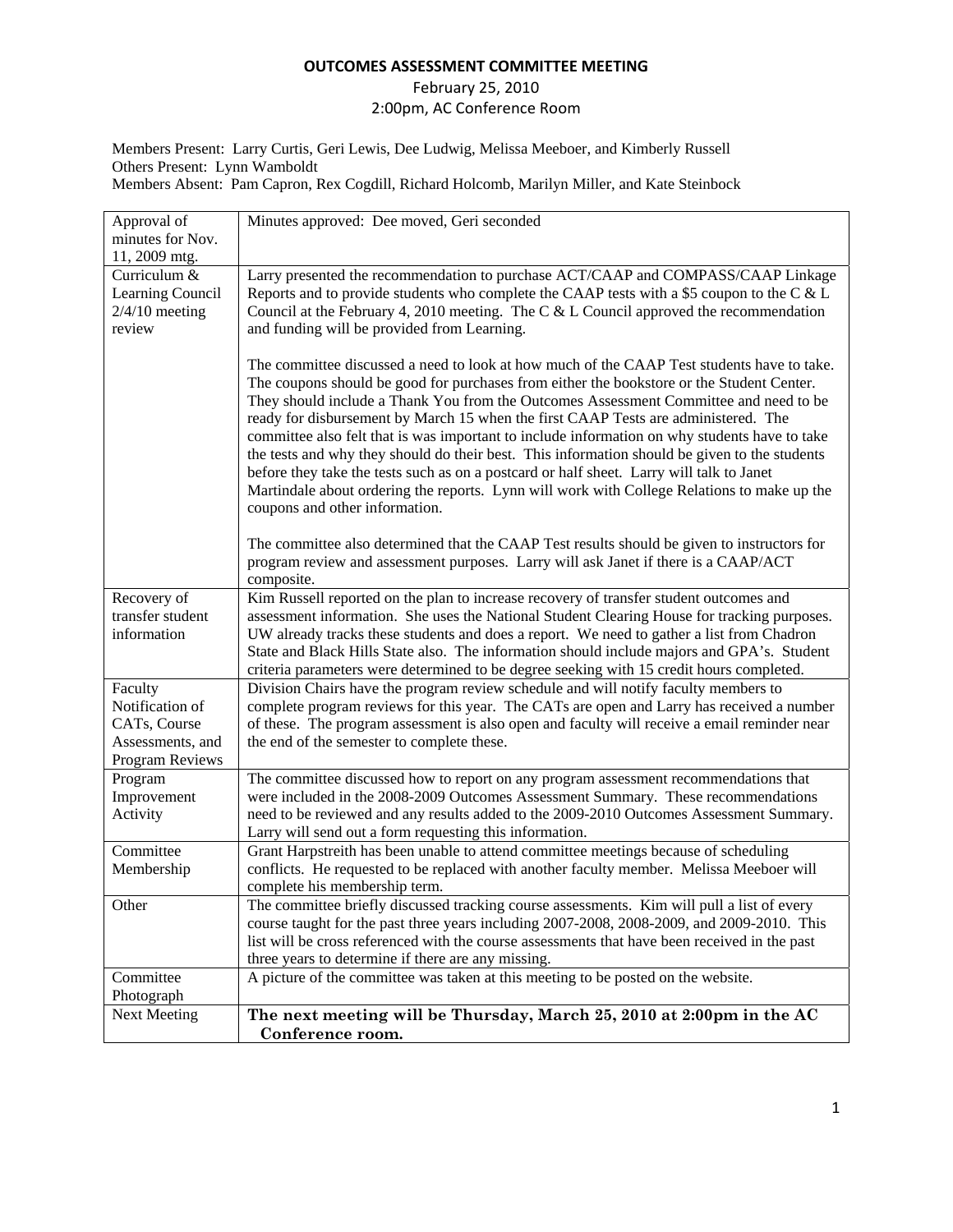# OUTCOMES ASSESSMENT COMMITTEE MEETING

February 25, 2010

2:00pm, AC Conference Room

Members Present: Larry Curtis, Geri Lewis, Dee Ludwig, Melissa Meeboer, and Kimberly Russell
Others Present: Lynn Wamboldt
Members Absent: Pam Capron, Rex Cogdill, Richard Holcomb, Marilyn Miller, and Kate Steinbock

| | |
|---|---|
| Approval of minutes for Nov. 11, 2009 mtg. | Minutes approved: Dee moved, Geri seconded |
| Curriculum & Learning Council 2/4/10 meeting review | Larry presented the recommendation to purchase ACT/CAAP and COMPASS/CAAP Linkage Reports and to provide students who complete the CAAP tests with a $5 coupon to the C & L Council at the February 4, 2010 meeting. The C & L Council approved the recommendation and funding will be provided from Learning.<br><br>The committee discussed a need to look at how much of the CAAP Test students have to take. The coupons should be good for purchases from either the bookstore or the Student Center. They should include a Thank You from the Outcomes Assessment Committee and need to be ready for disbursement by March 15 when the first CAAP Tests are administered. The committee also felt that is was important to include information on why students have to take the tests and why they should do their best. This information should be given to the students before they take the tests such as on a postcard or half sheet. Larry will talk to Janet Martindale about ordering the reports. Lynn will work with College Relations to make up the coupons and other information.<br><br>The committee also determined that the CAAP Test results should be given to instructors for program review and assessment purposes. Larry will ask Janet if there is a CAAP/ACT composite. |
| Recovery of transfer student information | Kim Russell reported on the plan to increase recovery of transfer student outcomes and assessment information. She uses the National Student Clearing House for tracking purposes. UW already tracks these students and does a report. We need to gather a list from Chadron State and Black Hills State also. The information should include majors and GPA's. Student criteria parameters were determined to be degree seeking with 15 credit hours completed. |
| Faculty Notification of CATs, Course Assessments, and Program Reviews | Division Chairs have the program review schedule and will notify faculty members to complete program reviews for this year. The CATs are open and Larry has received a number of these. The program assessment is also open and faculty will receive a email reminder near the end of the semester to complete these. |
| Program Improvement Activity | The committee discussed how to report on any program assessment recommendations that were included in the 2008-2009 Outcomes Assessment Summary. These recommendations need to be reviewed and any results added to the 2009-2010 Outcomes Assessment Summary. Larry will send out a form requesting this information. |
| Committee Membership | Grant Harpstreith has been unable to attend committee meetings because of scheduling conflicts. He requested to be replaced with another faculty member. Melissa Meeboer will complete his membership term. |
| Other | The committee briefly discussed tracking course assessments. Kim will pull a list of every course taught for the past three years including 2007-2008, 2008-2009, and 2009-2010. This list will be cross referenced with the course assessments that have been received in the past three years to determine if there are any missing. |
| Committee Photograph | A picture of the committee was taken at this meeting to be posted on the website. |
| Next Meeting | **The next meeting will be Thursday, March 25, 2010 at 2:00pm in the AC Conference room.** |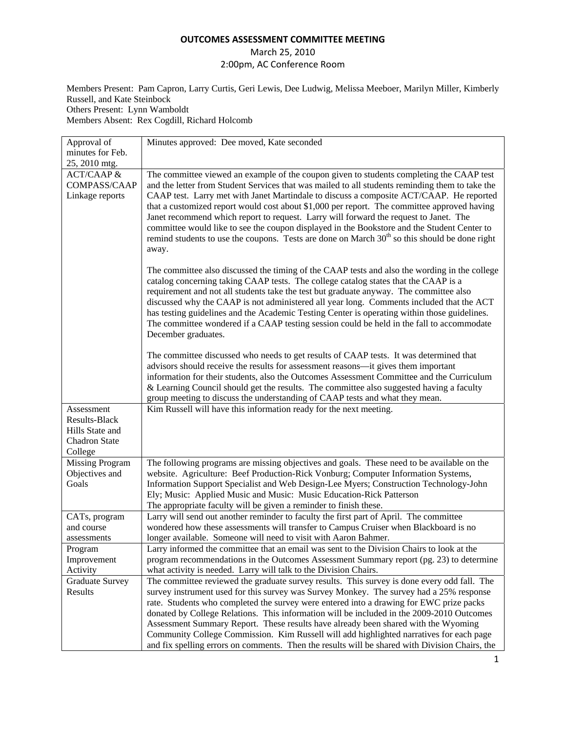# OUTCOMES ASSESSMENT COMMITTEE MEETING

March 25, 2010
2:00pm, AC Conference Room

Members Present: Pam Capron, Larry Curtis, Geri Lewis, Dee Ludwig, Melissa Meeboer, Marilyn Miller, Kimberly Russell, and Kate Steinbock
Others Present: Lynn Wamboldt
Members Absent: Rex Cogdill, Richard Holcomb

| | |
|---|---|
| Approval of minutes for Feb. 25, 2010 mtg. | Minutes approved: Dee moved, Kate seconded |
| ACT/CAAP & COMPASS/CAAP Linkage reports | The committee viewed an example of the coupon given to students completing the CAAP test and the letter from Student Services that was mailed to all students reminding them to take the CAAP test. Larry met with Janet Martindale to discuss a composite ACT/CAAP. He reported that a customized report would cost about $1,000 per report. The committee approved having Janet recommend which report to request. Larry will forward the request to Janet. The committee would like to see the coupon displayed in the Bookstore and the Student Center to remind students to use the coupons. Tests are done on March 30th so this should be done right away.<br><br>The committee also discussed the timing of the CAAP tests and also the wording in the college catalog concerning taking CAAP tests. The college catalog states that the CAAP is a requirement and not all students take the test but graduate anyway. The committee also discussed why the CAAP is not administered all year long. Comments included that the ACT has testing guidelines and the Academic Testing Center is operating within those guidelines. The committee wondered if a CAAP testing session could be held in the fall to accommodate December graduates.<br><br>The committee discussed who needs to get results of CAAP tests. It was determined that advisors should receive the results for assessment reasons—it gives them important information for their students, also the Outcomes Assessment Committee and the Curriculum & Learning Council should get the results. The committee also suggested having a faculty group meeting to discuss the understanding of CAAP tests and what they mean. |
| Assessment Results-Black Hills State and Chadron State College | Kim Russell will have this information ready for the next meeting. |
| Missing Program Objectives and Goals | The following programs are missing objectives and goals. These need to be available on the website. Agriculture: Beef Production-Rick Vonburg; Computer Information Systems, Information Support Specialist and Web Design-Lee Myers; Construction Technology-John Ely; Music: Applied Music and Music: Music Education-Rick Patterson<br>The appropriate faculty will be given a reminder to finish these. |
| CATs, program and course assessments | Larry will send out another reminder to faculty the first part of April. The committee wondered how these assessments will transfer to Campus Cruiser when Blackboard is no longer available. Someone will need to visit with Aaron Bahmer. |
| Program Improvement Activity | Larry informed the committee that an email was sent to the Division Chairs to look at the program recommendations in the Outcomes Assessment Summary report (pg. 23) to determine what activity is needed. Larry will talk to the Division Chairs. |
| Graduate Survey Results | The committee reviewed the graduate survey results. This survey is done every odd fall. The survey instrument used for this survey was Survey Monkey. The survey had a 25% response rate. Students who completed the survey were entered into a drawing for EWC prize packs donated by College Relations. This information will be included in the 2009-2010 Outcomes Assessment Summary Report. These results have already been shared with the Wyoming Community College Commission. Kim Russell will add highlighted narratives for each page and fix spelling errors on comments. Then the results will be shared with Division Chairs, the |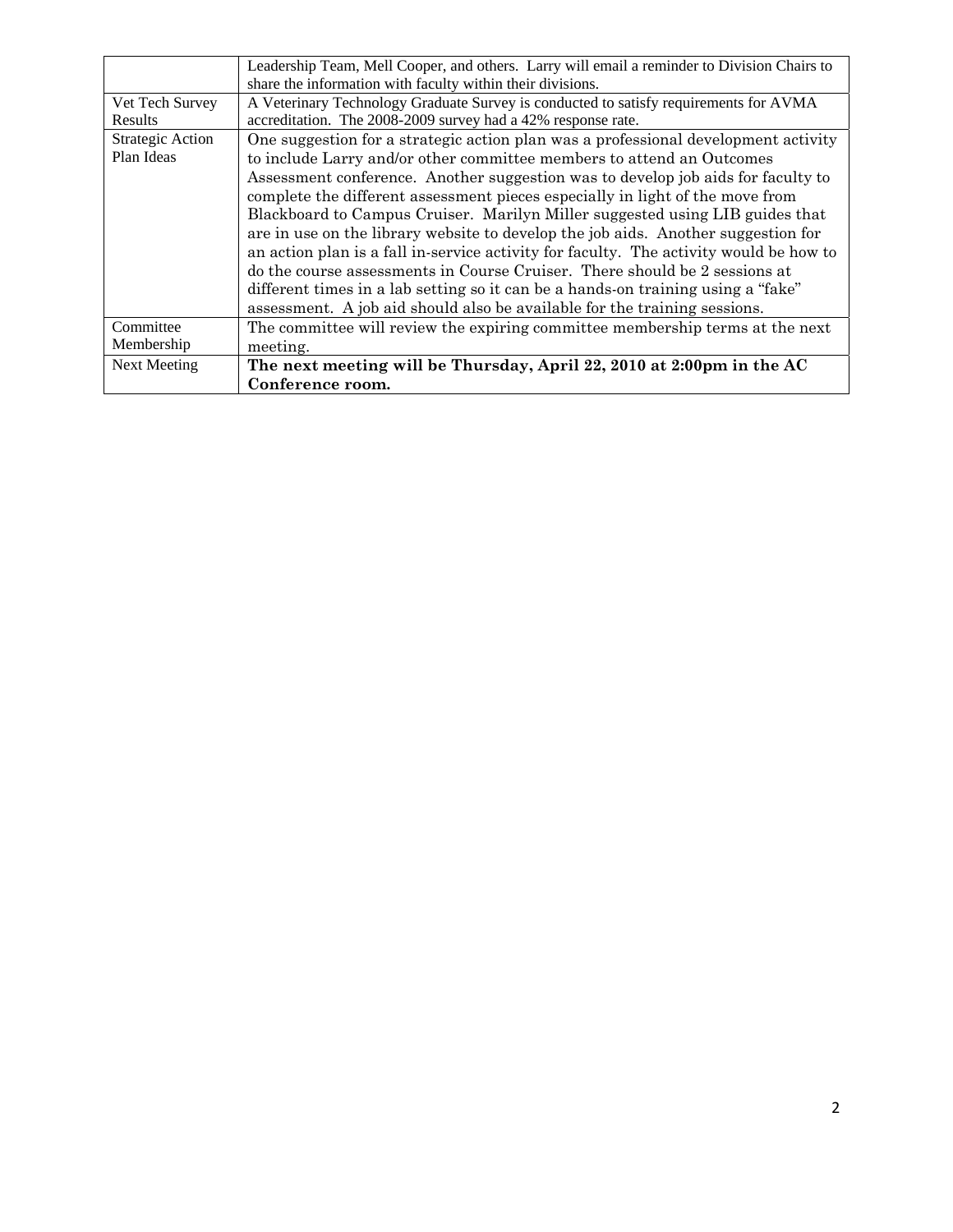| | |
|---|---|
| | Leadership Team, Mell Cooper, and others. Larry will email a reminder to Division Chairs to share the information with faculty within their divisions. |
| Vet Tech Survey Results | A Veterinary Technology Graduate Survey is conducted to satisfy requirements for AVMA accreditation. The 2008-2009 survey had a 42% response rate. |
| Strategic Action Plan Ideas | One suggestion for a strategic action plan was a professional development activity to include Larry and/or other committee members to attend an Outcomes Assessment conference. Another suggestion was to develop job aids for faculty to complete the different assessment pieces especially in light of the move from Blackboard to Campus Cruiser. Marilyn Miller suggested using LIB guides that are in use on the library website to develop the job aids. Another suggestion for an action plan is a fall in-service activity for faculty. The activity would be how to do the course assessments in Course Cruiser. There should be 2 sessions at different times in a lab setting so it can be a hands-on training using a "fake" assessment. A job aid should also be available for the training sessions. |
| Committee Membership | The committee will review the expiring committee membership terms at the next meeting. |
| Next Meeting | **The next meeting will be Thursday, April 22, 2010 at 2:00pm in the AC Conference room.** |